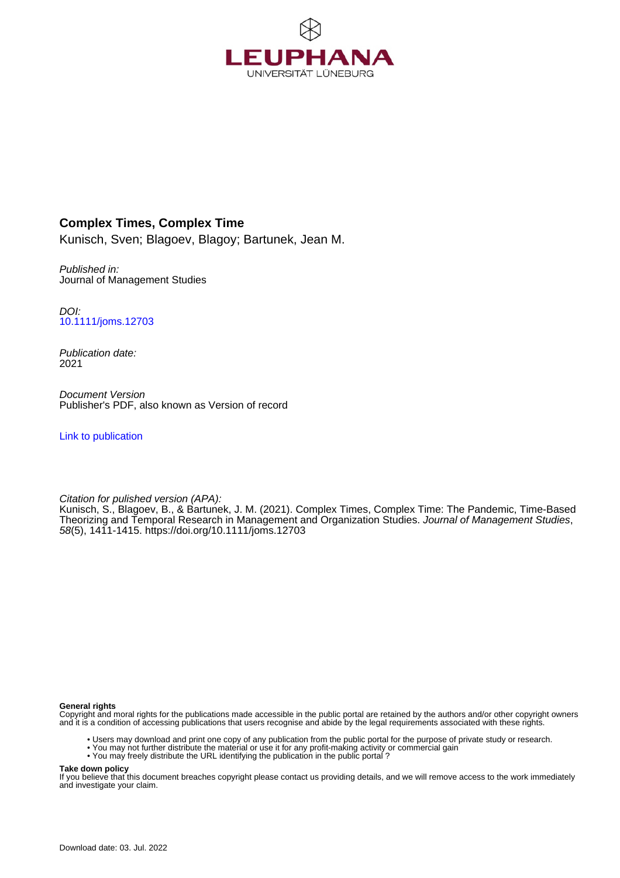LEUPHANA
UNIVERSITÄT LÜNEBURG

# Complex Times, Complex Time

Kunisch, Sven; Blagoev, Blagoy; Bartunek, Jean M.

*Published in:*
Journal of Management Studies

*DOI:*
10.1111/joms.12703

*Publication date:*
2021

*Document Version*
Publisher's PDF, also known as Version of record

Link to publication

*Citation for pulished version (APA):*
Kunisch, S., Blagoev, B., & Bartunek, J. M. (2021). Complex Times, Complex Time: The Pandemic, Time-Based Theorizing and Temporal Research in Management and Organization Studies. *Journal of Management Studies*, *58*(5), 1411-1415. https://doi.org/10.1111/joms.12703

**General rights**
Copyright and moral rights for the publications made accessible in the public portal are retained by the authors and/or other copyright owners and it is a condition of accessing publications that users recognise and abide by the legal requirements associated with these rights.

- Users may download and print one copy of any publication from the public portal for the purpose of private study or research.
- You may not further distribute the material or use it for any profit-making activity or commercial gain
- You may freely distribute the URL identifying the publication in the public portal ?

**Take down policy**
If you believe that this document breaches copyright please contact us providing details, and we will remove access to the work immediately and investigate your claim.

Download date: 03. Jul. 2022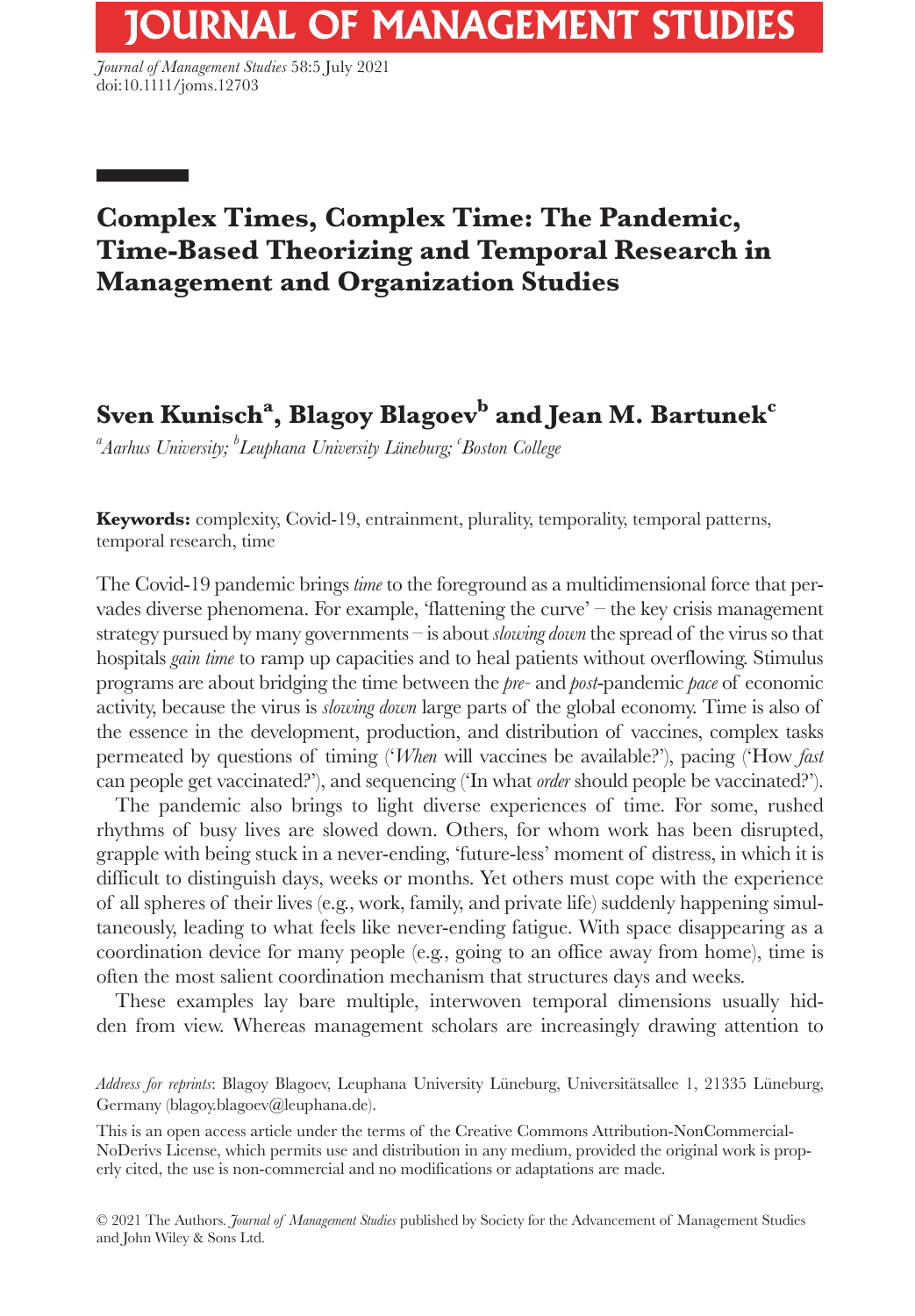# Complex Times, Complex Time: The Pandemic, Time-Based Theorizing and Temporal Research in Management and Organization Studies

## Sven Kunisch[a], Blagoy Blagoev[b] and Jean M. Bartunek[c]

*[a]Aarhus University; [b]Leuphana University Lüneburg; [c]Boston College*

**Keywords:** complexity, Covid-19, entrainment, plurality, temporality, temporal patterns, temporal research, time

The Covid-19 pandemic brings *time* to the foreground as a multidimensional force that pervades diverse phenomena. For example, 'flattening the curve' – the key crisis management strategy pursued by many governments – is about *slowing down* the spread of the virus so that hospitals *gain time* to ramp up capacities and to heal patients without overflowing. Stimulus programs are about bridging the time between the *pre-* and *post*-pandemic *pace* of economic activity, because the virus is *slowing down* large parts of the global economy. Time is also of the essence in the development, production, and distribution of vaccines, complex tasks permeated by questions of timing ('*When* will vaccines be available?'), pacing ('How *fast* can people get vaccinated?'), and sequencing ('In what *order* should people be vaccinated?').

The pandemic also brings to light diverse experiences of time. For some, rushed rhythms of busy lives are slowed down. Others, for whom work has been disrupted, grapple with being stuck in a never-ending, 'future-less' moment of distress, in which it is difficult to distinguish days, weeks or months. Yet others must cope with the experience of all spheres of their lives (e.g., work, family, and private life) suddenly happening simultaneously, leading to what feels like never-ending fatigue. With space disappearing as a coordination device for many people (e.g., going to an office away from home), time is often the most salient coordination mechanism that structures days and weeks.

These examples lay bare multiple, interwoven temporal dimensions usually hidden from view. Whereas management scholars are increasingly drawing attention to

*Address for reprints*: Blagoy Blagoev, Leuphana University Lüneburg, Universitätsallee 1, 21335 Lüneburg, Germany (blagoy.blagoev@leuphana.de).

This is an open access article under the terms of the Creative Commons Attribution-NonCommercial-NoDerivs License, which permits use and distribution in any medium, provided the original work is properly cited, the use is non-commercial and no modifications or adaptations are made.

© 2021 The Authors. *Journal of Management Studies* published by Society for the Advancement of Management Studies and John Wiley & Sons Ltd.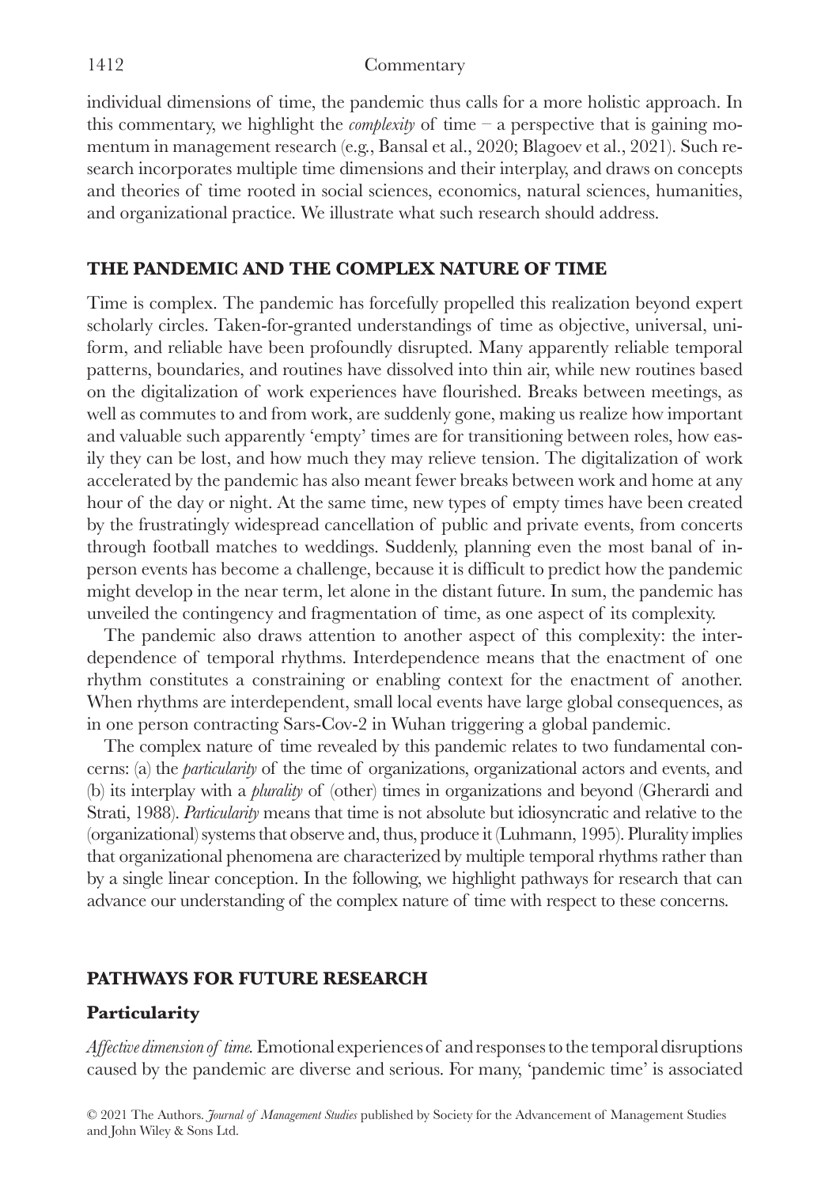individual dimensions of time, the pandemic thus calls for a more holistic approach. In this commentary, we highlight the *complexity* of time – a perspective that is gaining momentum in management research (e.g., Bansal et al., 2020; Blagoev et al., 2021). Such research incorporates multiple time dimensions and their interplay, and draws on concepts and theories of time rooted in social sciences, economics, natural sciences, humanities, and organizational practice. We illustrate what such research should address.

## THE PANDEMIC AND THE COMPLEX NATURE OF TIME

Time is complex. The pandemic has forcefully propelled this realization beyond expert scholarly circles. Taken-for-granted understandings of time as objective, universal, uniform, and reliable have been profoundly disrupted. Many apparently reliable temporal patterns, boundaries, and routines have dissolved into thin air, while new routines based on the digitalization of work experiences have flourished. Breaks between meetings, as well as commutes to and from work, are suddenly gone, making us realize how important and valuable such apparently 'empty' times are for transitioning between roles, how easily they can be lost, and how much they may relieve tension. The digitalization of work accelerated by the pandemic has also meant fewer breaks between work and home at any hour of the day or night. At the same time, new types of empty times have been created by the frustratingly widespread cancellation of public and private events, from concerts through football matches to weddings. Suddenly, planning even the most banal of in-person events has become a challenge, because it is difficult to predict how the pandemic might develop in the near term, let alone in the distant future. In sum, the pandemic has unveiled the contingency and fragmentation of time, as one aspect of its complexity.

The pandemic also draws attention to another aspect of this complexity: the interdependence of temporal rhythms. Interdependence means that the enactment of one rhythm constitutes a constraining or enabling context for the enactment of another. When rhythms are interdependent, small local events have large global consequences, as in one person contracting Sars-Cov-2 in Wuhan triggering a global pandemic.

The complex nature of time revealed by this pandemic relates to two fundamental concerns: (a) the *particularity* of the time of organizations, organizational actors and events, and (b) its interplay with a *plurality* of (other) times in organizations and beyond (Gherardi and Strati, 1988). *Particularity* means that time is not absolute but idiosyncratic and relative to the (organizational) systems that observe and, thus, produce it (Luhmann, 1995). Plurality implies that organizational phenomena are characterized by multiple temporal rhythms rather than by a single linear conception. In the following, we highlight pathways for research that can advance our understanding of the complex nature of time with respect to these concerns.

## PATHWAYS FOR FUTURE RESEARCH

### Particularity

*Affective dimension of time.* Emotional experiences of and responses to the temporal disruptions caused by the pandemic are diverse and serious. For many, 'pandemic time' is associated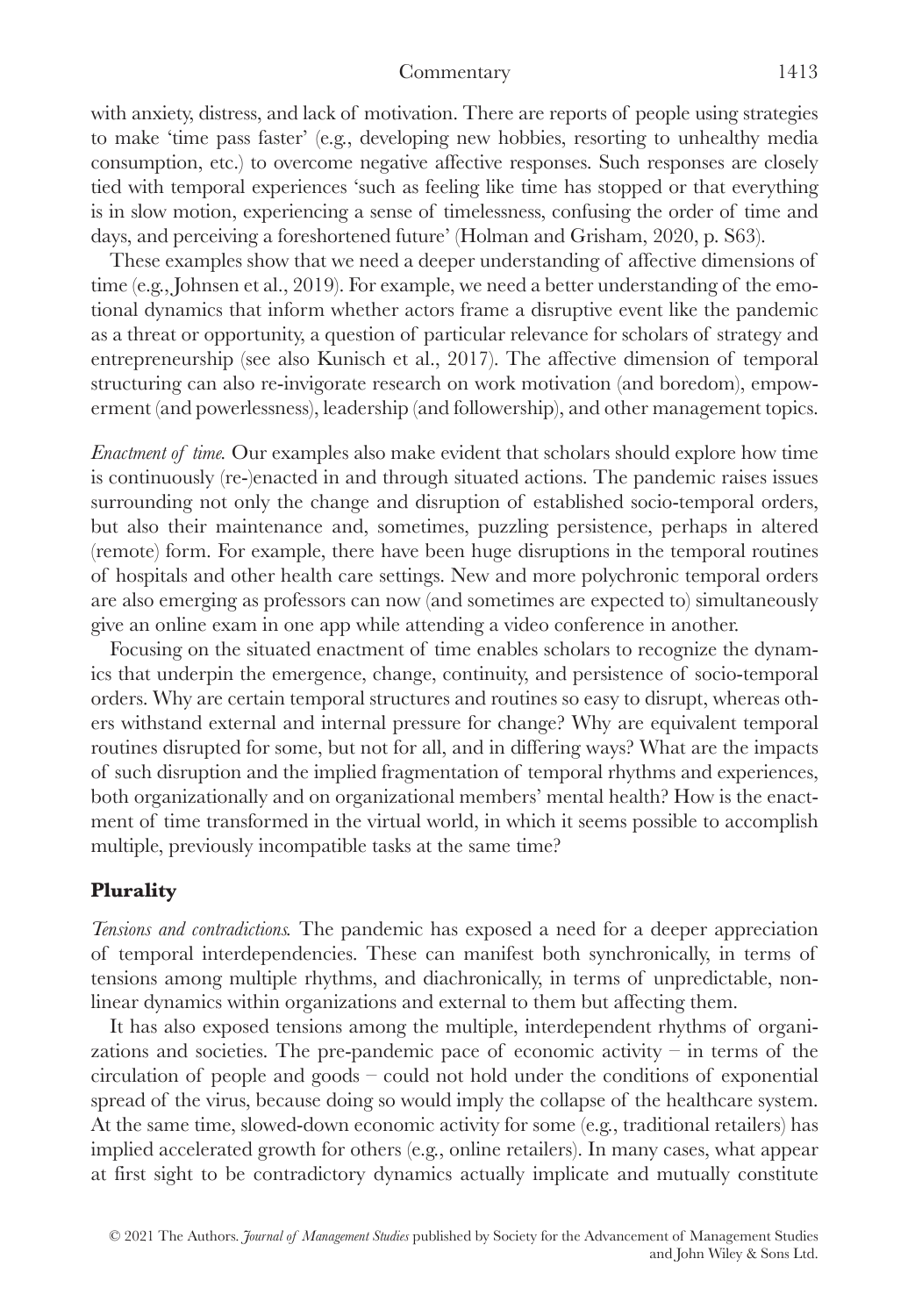with anxiety, distress, and lack of motivation. There are reports of people using strategies to make 'time pass faster' (e.g., developing new hobbies, resorting to unhealthy media consumption, etc.) to overcome negative affective responses. Such responses are closely tied with temporal experiences 'such as feeling like time has stopped or that everything is in slow motion, experiencing a sense of timelessness, confusing the order of time and days, and perceiving a foreshortened future' (Holman and Grisham, 2020, p. S63).

These examples show that we need a deeper understanding of affective dimensions of time (e.g., Johnsen et al., 2019). For example, we need a better understanding of the emotional dynamics that inform whether actors frame a disruptive event like the pandemic as a threat or opportunity, a question of particular relevance for scholars of strategy and entrepreneurship (see also Kunisch et al., 2017). The affective dimension of temporal structuring can also re-invigorate research on work motivation (and boredom), empowerment (and powerlessness), leadership (and followership), and other management topics.

*Enactment of time.* Our examples also make evident that scholars should explore how time is continuously (re-)enacted in and through situated actions. The pandemic raises issues surrounding not only the change and disruption of established socio-temporal orders, but also their maintenance and, sometimes, puzzling persistence, perhaps in altered (remote) form. For example, there have been huge disruptions in the temporal routines of hospitals and other health care settings. New and more polychronic temporal orders are also emerging as professors can now (and sometimes are expected to) simultaneously give an online exam in one app while attending a video conference in another.

Focusing on the situated enactment of time enables scholars to recognize the dynamics that underpin the emergence, change, continuity, and persistence of socio-temporal orders. Why are certain temporal structures and routines so easy to disrupt, whereas others withstand external and internal pressure for change? Why are equivalent temporal routines disrupted for some, but not for all, and in differing ways? What are the impacts of such disruption and the implied fragmentation of temporal rhythms and experiences, both organizationally and on organizational members' mental health? How is the enactment of time transformed in the virtual world, in which it seems possible to accomplish multiple, previously incompatible tasks at the same time?

### Plurality

*Tensions and contradictions.* The pandemic has exposed a need for a deeper appreciation of temporal interdependencies. These can manifest both synchronically, in terms of tensions among multiple rhythms, and diachronically, in terms of unpredictable, nonlinear dynamics within organizations and external to them but affecting them.

It has also exposed tensions among the multiple, interdependent rhythms of organizations and societies. The pre-pandemic pace of economic activity – in terms of the circulation of people and goods – could not hold under the conditions of exponential spread of the virus, because doing so would imply the collapse of the healthcare system. At the same time, slowed-down economic activity for some (e.g., traditional retailers) has implied accelerated growth for others (e.g., online retailers). In many cases, what appear at first sight to be contradictory dynamics actually implicate and mutually constitute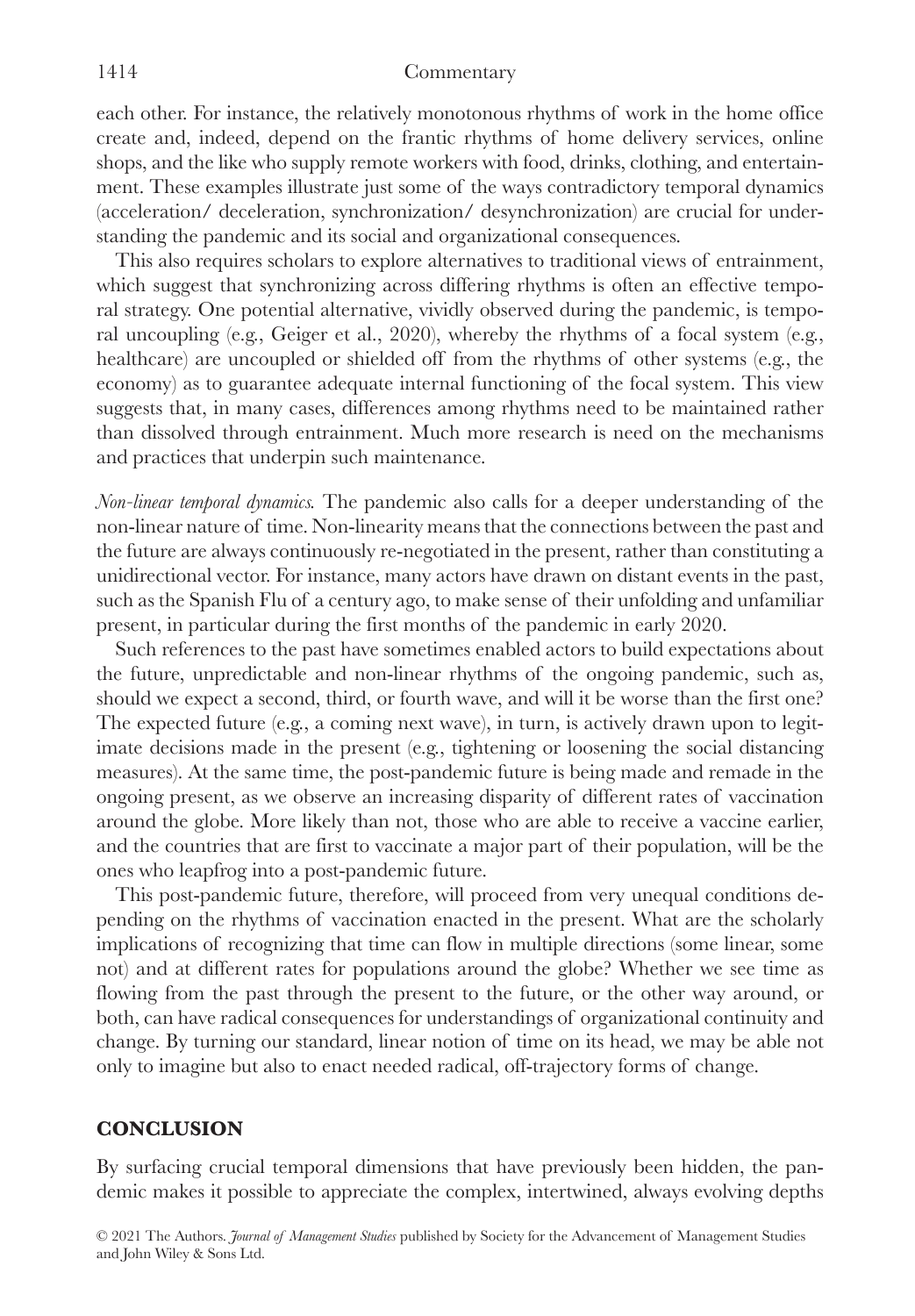each other. For instance, the relatively monotonous rhythms of work in the home office create and, indeed, depend on the frantic rhythms of home delivery services, online shops, and the like who supply remote workers with food, drinks, clothing, and entertainment. These examples illustrate just some of the ways contradictory temporal dynamics (acceleration/ deceleration, synchronization/ desynchronization) are crucial for understanding the pandemic and its social and organizational consequences.

This also requires scholars to explore alternatives to traditional views of entrainment, which suggest that synchronizing across differing rhythms is often an effective temporal strategy. One potential alternative, vividly observed during the pandemic, is temporal uncoupling (e.g., Geiger et al., 2020), whereby the rhythms of a focal system (e.g., healthcare) are uncoupled or shielded off from the rhythms of other systems (e.g., the economy) as to guarantee adequate internal functioning of the focal system. This view suggests that, in many cases, differences among rhythms need to be maintained rather than dissolved through entrainment. Much more research is need on the mechanisms and practices that underpin such maintenance.

*Non-linear temporal dynamics.* The pandemic also calls for a deeper understanding of the non-linear nature of time. Non-linearity means that the connections between the past and the future are always continuously re-negotiated in the present, rather than constituting a unidirectional vector. For instance, many actors have drawn on distant events in the past, such as the Spanish Flu of a century ago, to make sense of their unfolding and unfamiliar present, in particular during the first months of the pandemic in early 2020.

Such references to the past have sometimes enabled actors to build expectations about the future, unpredictable and non-linear rhythms of the ongoing pandemic, such as, should we expect a second, third, or fourth wave, and will it be worse than the first one? The expected future (e.g., a coming next wave), in turn, is actively drawn upon to legitimate decisions made in the present (e.g., tightening or loosening the social distancing measures). At the same time, the post-pandemic future is being made and remade in the ongoing present, as we observe an increasing disparity of different rates of vaccination around the globe. More likely than not, those who are able to receive a vaccine earlier, and the countries that are first to vaccinate a major part of their population, will be the ones who leapfrog into a post-pandemic future.

This post-pandemic future, therefore, will proceed from very unequal conditions depending on the rhythms of vaccination enacted in the present. What are the scholarly implications of recognizing that time can flow in multiple directions (some linear, some not) and at different rates for populations around the globe? Whether we see time as flowing from the past through the present to the future, or the other way around, or both, can have radical consequences for understandings of organizational continuity and change. By turning our standard, linear notion of time on its head, we may be able not only to imagine but also to enact needed radical, off-trajectory forms of change.

## CONCLUSION

By surfacing crucial temporal dimensions that have previously been hidden, the pandemic makes it possible to appreciate the complex, intertwined, always evolving depths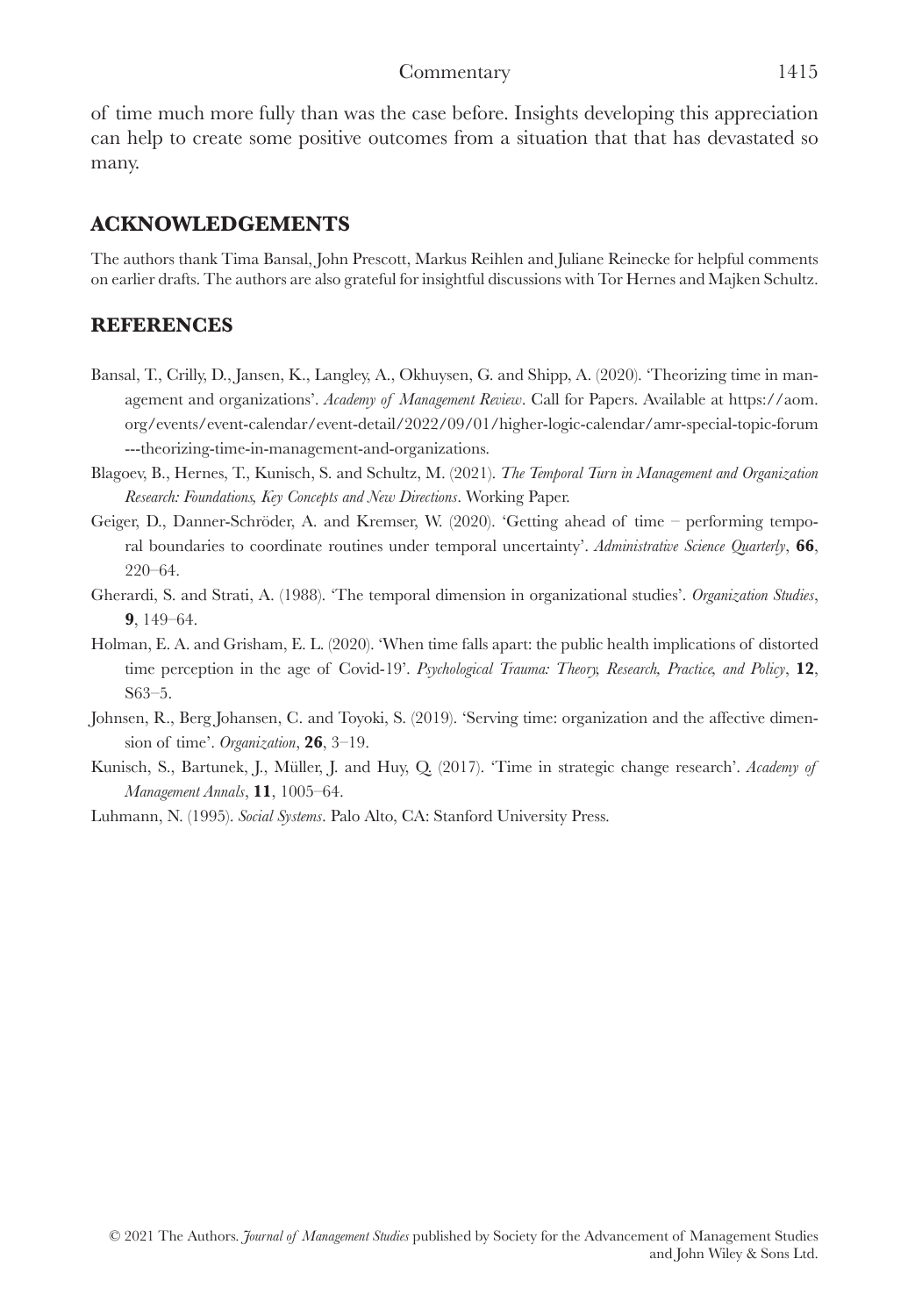of time much more fully than was the case before. Insights developing this appreciation can help to create some positive outcomes from a situation that that has devastated so many.

## ACKNOWLEDGEMENTS

The authors thank Tima Bansal, John Prescott, Markus Reihlen and Juliane Reinecke for helpful comments on earlier drafts. The authors are also grateful for insightful discussions with Tor Hernes and Majken Schultz.

## REFERENCES

Bansal, T., Crilly, D., Jansen, K., Langley, A., Okhuysen, G. and Shipp, A. (2020). 'Theorizing time in management and organizations'. *Academy of Management Review*. Call for Papers. Available at https://aom.org/events/event-calendar/event-detail/2022/09/01/higher-logic-calendar/amr-special-topic-forum---theorizing-time-in-management-and-organizations.

Blagoev, B., Hernes, T., Kunisch, S. and Schultz, M. (2021). *The Temporal Turn in Management and Organization Research: Foundations, Key Concepts and New Directions*. Working Paper.

Geiger, D., Danner-Schröder, A. and Kremser, W. (2020). 'Getting ahead of time – performing temporal boundaries to coordinate routines under temporal uncertainty'. *Administrative Science Quarterly*, **66**, 220–64.

Gherardi, S. and Strati, A. (1988). 'The temporal dimension in organizational studies'. *Organization Studies*, **9**, 149–64.

Holman, E. A. and Grisham, E. L. (2020). 'When time falls apart: the public health implications of distorted time perception in the age of Covid-19'. *Psychological Trauma: Theory, Research, Practice, and Policy*, **12**, S63–5.

Johnsen, R., Berg Johansen, C. and Toyoki, S. (2019). 'Serving time: organization and the affective dimension of time'. *Organization*, **26**, 3–19.

Kunisch, S., Bartunek, J., Müller, J. and Huy, Q. (2017). 'Time in strategic change research'. *Academy of Management Annals*, **11**, 1005–64.

Luhmann, N. (1995). *Social Systems*. Palo Alto, CA: Stanford University Press.